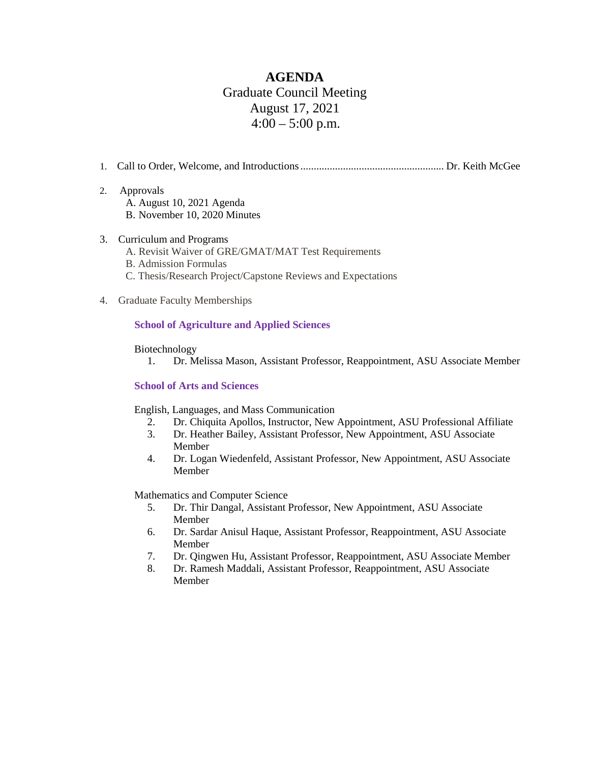# AGENDA

Graduate Council Meeting
August 17, 2021
4:00 – 5:00 p.m.

1. Call to Order, Welcome, and Introductions...................................................... Dr. Keith McGee

2. Approvals
   A. August 10, 2021 Agenda
   B. November 10, 2020 Minutes

3. Curriculum and Programs
   A. Revisit Waiver of GRE/GMAT/MAT Test Requirements
   B. Admission Formulas
   C. Thesis/Research Project/Capstone Reviews and Expectations

4. Graduate Faculty Memberships

**School of Agriculture and Applied Sciences**

Biotechnology

1. Dr. Melissa Mason, Assistant Professor, Reappointment, ASU Associate Member

**School of Arts and Sciences**

English, Languages, and Mass Communication

2. Dr. Chiquita Apollos, Instructor, New Appointment, ASU Professional Affiliate
3. Dr. Heather Bailey, Assistant Professor, New Appointment, ASU Associate Member
4. Dr. Logan Wiedenfeld, Assistant Professor, New Appointment, ASU Associate Member

Mathematics and Computer Science

5. Dr. Thir Dangal, Assistant Professor, New Appointment, ASU Associate Member
6. Dr. Sardar Anisul Haque, Assistant Professor, Reappointment, ASU Associate Member
7. Dr. Qingwen Hu, Assistant Professor, Reappointment, ASU Associate Member
8. Dr. Ramesh Maddali, Assistant Professor, Reappointment, ASU Associate Member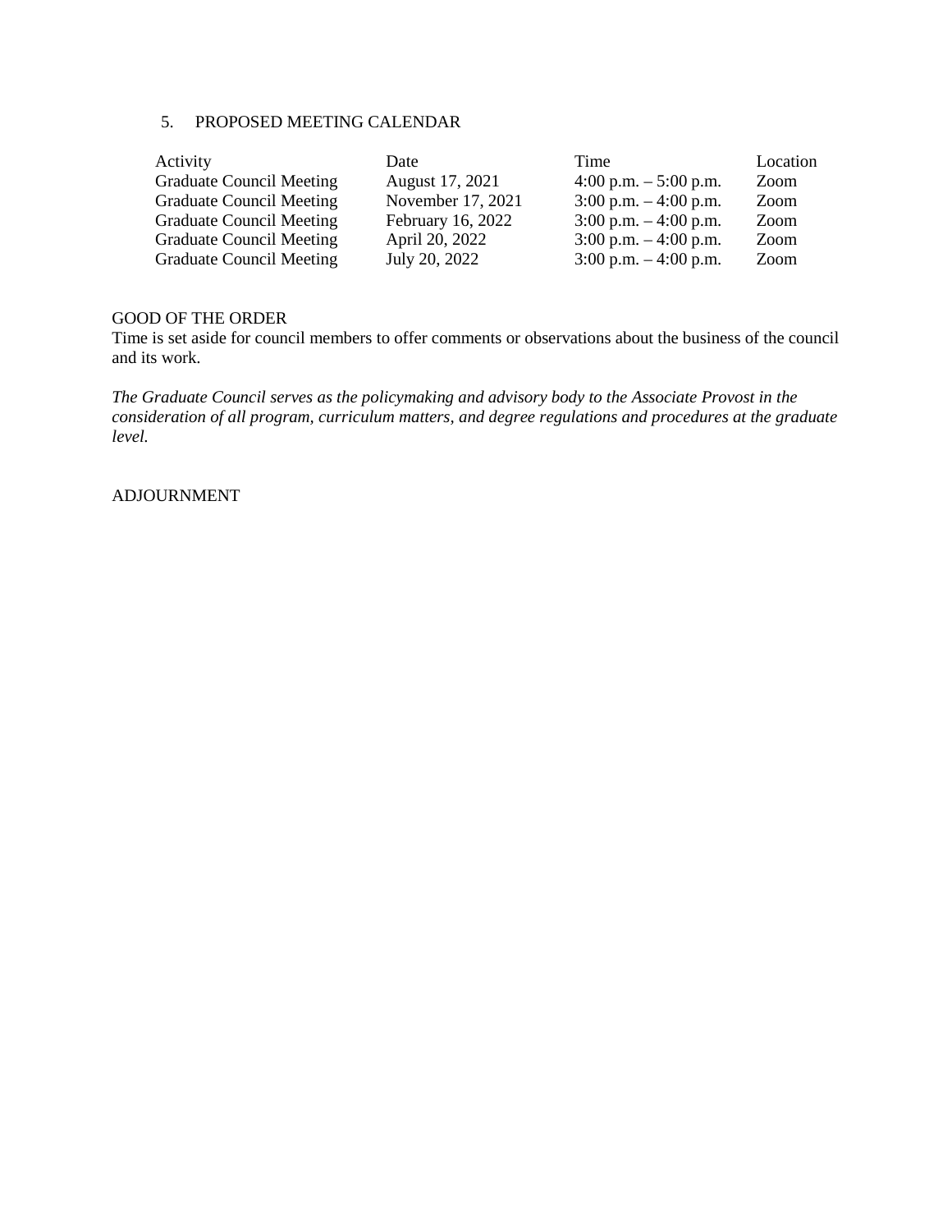5. PROPOSED MEETING CALENDAR

| Activity | Date | Time | Location |
| --- | --- | --- | --- |
| Graduate Council Meeting | August 17, 2021 | 4:00 p.m. – 5:00 p.m. | Zoom |
| Graduate Council Meeting | November 17, 2021 | 3:00 p.m. – 4:00 p.m. | Zoom |
| Graduate Council Meeting | February 16, 2022 | 3:00 p.m. – 4:00 p.m. | Zoom |
| Graduate Council Meeting | April 20, 2022 | 3:00 p.m. – 4:00 p.m. | Zoom |
| Graduate Council Meeting | July 20, 2022 | 3:00 p.m. – 4:00 p.m. | Zoom |

GOOD OF THE ORDER

Time is set aside for council members to offer comments or observations about the business of the council and its work.

*The Graduate Council serves as the policymaking and advisory body to the Associate Provost in the consideration of all program, curriculum matters, and degree regulations and procedures at the graduate level.*

ADJOURNMENT